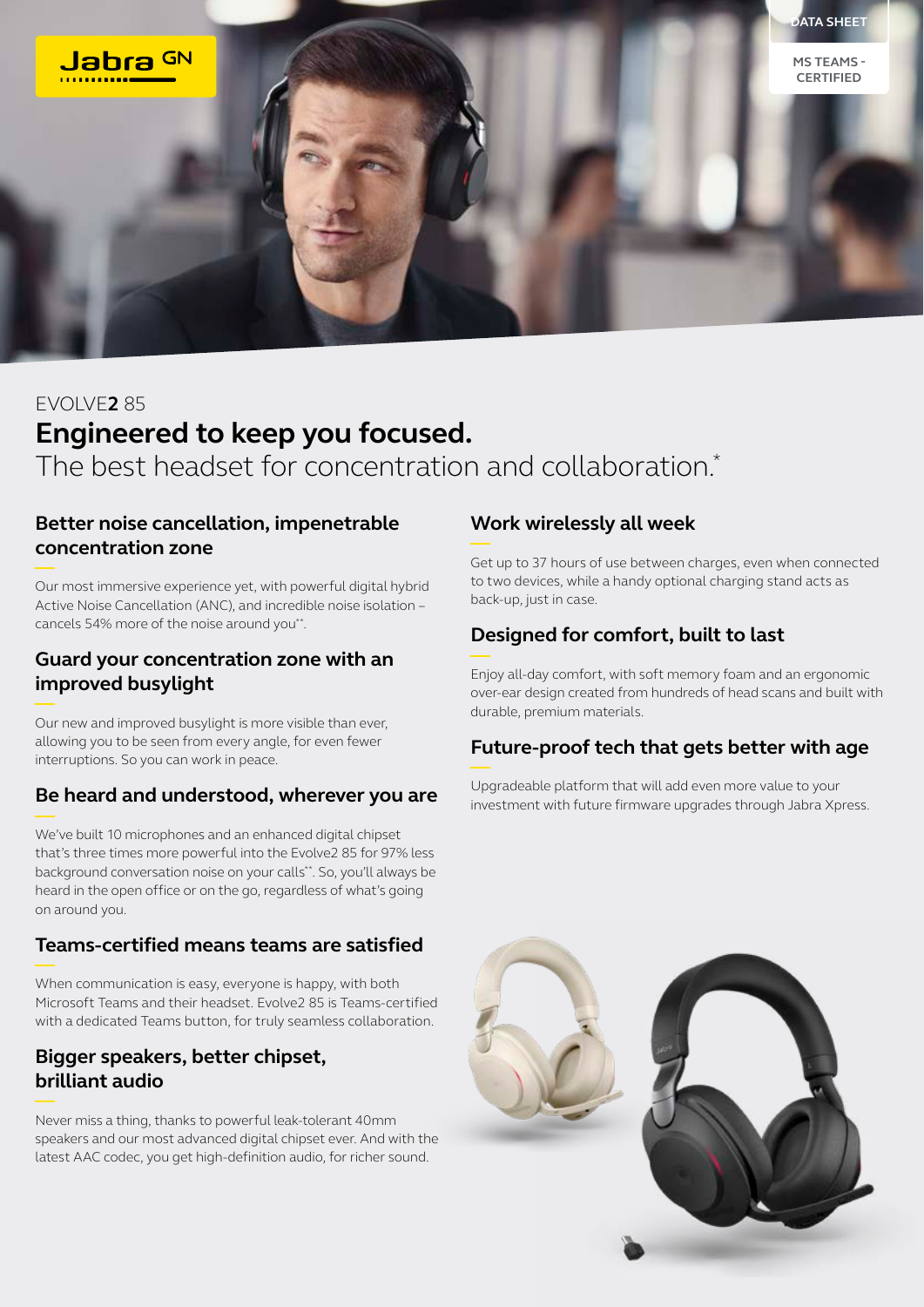DATA SHEET

MS TEAMS - CERTIFIED

EVOLVE**2** 85

# Engineered to keep you focused.

The best headset for concentration and collaboration.*

## Better noise cancellation, impenetrable concentration zone

Our most immersive experience yet, with powerful digital hybrid Active Noise Cancellation (ANC), and incredible noise isolation – cancels 54% more of the noise around you**.

## Guard your concentration zone with an improved busylight

Our new and improved busylight is more visible than ever, allowing you to be seen from every angle, for even fewer interruptions. So you can work in peace.

## Be heard and understood, wherever you are

We've built 10 microphones and an enhanced digital chipset that's three times more powerful into the Evolve2 85 for 97% less background conversation noise on your calls**. So, you'll always be heard in the open office or on the go, regardless of what's going on around you.

## Teams-certified means teams are satisfied

When communication is easy, everyone is happy, with both Microsoft Teams and their headset. Evolve2 85 is Teams-certified with a dedicated Teams button, for truly seamless collaboration.

## Bigger speakers, better chipset, brilliant audio

Never miss a thing, thanks to powerful leak-tolerant 40mm speakers and our most advanced digital chipset ever. And with the latest AAC codec, you get high-definition audio, for richer sound.

## Work wirelessly all week

Get up to 37 hours of use between charges, even when connected to two devices, while a handy optional charging stand acts as back-up, just in case.

## Designed for comfort, built to last

Enjoy all-day comfort, with soft memory foam and an ergonomic over-ear design created from hundreds of head scans and built with durable, premium materials.

## Future-proof tech that gets better with age

Upgradeable platform that will add even more value to your investment with future firmware upgrades through Jabra Xpress.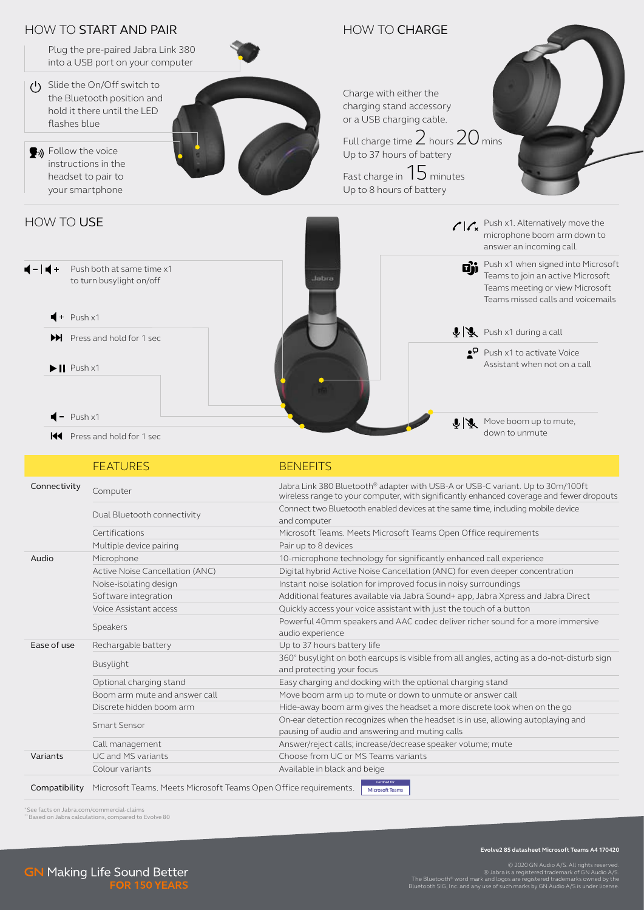## HOW TO START AND PAIR

Plug the pre-paired Jabra Link 380 into a USB port on your computer

Slide the On/Off switch to the Bluetooth position and hold it there until the LED flashes blue

Follow the voice instructions in the headset to pair to your smartphone

## HOW TO CHARGE

Charge with either the charging stand accessory or a USB charging cable.

Full charge time 2 hours 20 mins
Up to 37 hours of battery

Fast charge in 15 minutes
Up to 8 hours of battery

## HOW TO USE

- Push both at same time x1 to turn busylight on/off
- Push x1 (volume up)
- Press and hold for 1 sec (next track)
- Push x1 (play/pause)
- Push x1 (volume down)
- Press and hold for 1 sec (previous track)
- Push x1. Alternatively move the microphone boom arm down to answer an incoming call.
- Push x1 when signed into Microsoft Teams to join an active Microsoft Teams meeting or view Microsoft Teams missed calls and voicemails
- Push x1 during a call (mute/unmute)
- Push x1 to activate Voice Assistant when not on a call
- Move boom up to mute, down to unmute

| | FEATURES | BENEFITS |
|---|---|---|
| Connectivity | Computer | Jabra Link 380 Bluetooth® adapter with USB-A or USB-C variant. Up to 30m/100ft wireless range to your computer, with significantly enhanced coverage and fewer dropouts |
| | Dual Bluetooth connectivity | Connect two Bluetooth enabled devices at the same time, including mobile device and computer |
| | Certifications | Microsoft Teams. Meets Microsoft Teams Open Office requirements |
| | Multiple device pairing | Pair up to 8 devices |
| Audio | Microphone | 10-microphone technology for significantly enhanced call experience |
| | Active Noise Cancellation (ANC) | Digital hybrid Active Noise Cancellation (ANC) for even deeper concentration |
| | Noise-isolating design | Instant noise isolation for improved focus in noisy surroundings |
| | Software integration | Additional features available via Jabra Sound+ app, Jabra Xpress and Jabra Direct |
| | Voice Assistant access | Quickly access your voice assistant with just the touch of a button |
| | Speakers | Powerful 40mm speakers and AAC codec deliver richer sound for a more immersive audio experience |
| Ease of use | Rechargable battery | Up to 37 hours battery life |
| | Busylight | 360° busylight on both earcups is visible from all angles, acting as a do-not-disturb sign and protecting your focus |
| | Optional charging stand | Easy charging and docking with the optional charging stand |
| | Boom arm mute and answer call | Move boom arm up to mute or down to unmute or answer call |
| | Discrete hidden boom arm | Hide-away boom arm gives the headset a more discrete look when on the go |
| | Smart Sensor | On-ear detection recognizes when the headset is in use, allowing autoplaying and pausing of audio and answering and muting calls |
| | Call management | Answer/reject calls; increase/decrease speaker volume; mute |
| Variants | UC and MS variants | Choose from UC or MS Teams variants |
| | Colour variants | Available in black and beige |
| Compatibility | Microsoft Teams. Meets Microsoft Teams Open Office requirements. | |

Certified for Microsoft Teams

*See facts on Jabra.com/commercial-claims
**Based on Jabra calculations, compared to Evolve 80

Evolve2 85 datasheet Microsoft Teams A4 170420

GN Making Life Sound Better FOR 150 YEARS

© 2020 GN Audio A/S. All rights reserved.
® Jabra is a registered trademark of GN Audio A/S.
The Bluetooth® word mark and logos are registered trademarks owned by the Bluetooth SIG, Inc. and any use of such marks by GN Audio A/S is under license.